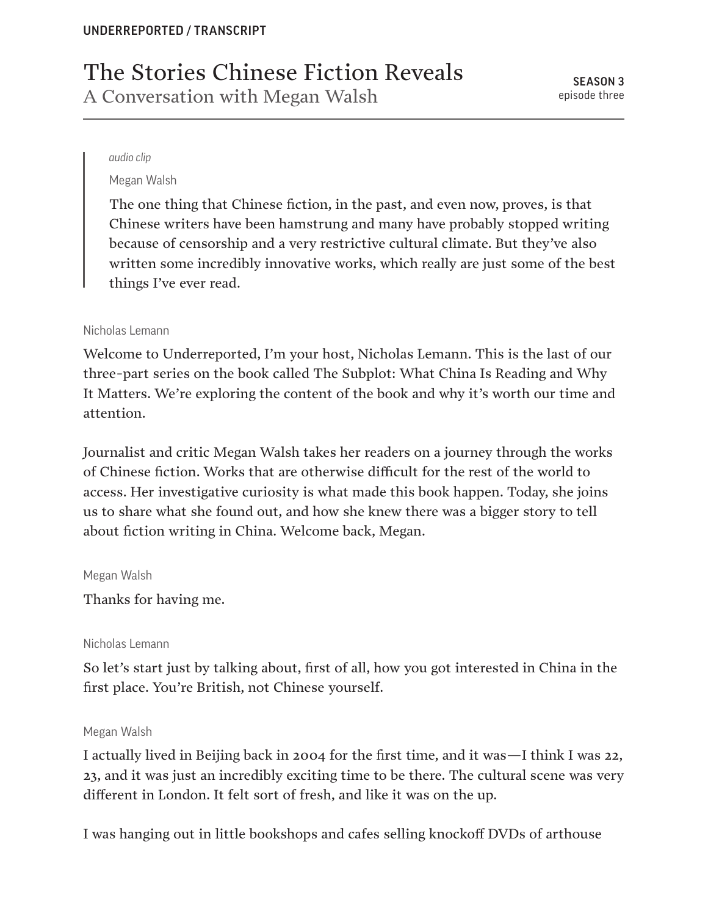UNDERREPORTED / TRANSCRIPT

# The Stories Chinese Fiction Reveals

## A Conversation with Megan Walsh

**SEASON 3**
episode three

> *audio clip*
>
> Megan Walsh
>
> The one thing that Chinese fiction, in the past, and even now, proves, is that Chinese writers have been hamstrung and many have probably stopped writing because of censorship and a very restrictive cultural climate. But they've also written some incredibly innovative works, which really are just some of the best things I've ever read.

Nicholas Lemann

Welcome to Underreported, I'm your host, Nicholas Lemann. This is the last of our three-part series on the book called The Subplot: What China Is Reading and Why It Matters. We're exploring the content of the book and why it's worth our time and attention.

Journalist and critic Megan Walsh takes her readers on a journey through the works of Chinese fiction. Works that are otherwise difficult for the rest of the world to access. Her investigative curiosity is what made this book happen. Today, she joins us to share what she found out, and how she knew there was a bigger story to tell about fiction writing in China. Welcome back, Megan.

Megan Walsh

Thanks for having me.

Nicholas Lemann

So let's start just by talking about, first of all, how you got interested in China in the first place. You're British, not Chinese yourself.

Megan Walsh

I actually lived in Beijing back in 2004 for the first time, and it was—I think I was 22, 23, and it was just an incredibly exciting time to be there. The cultural scene was very different in London. It felt sort of fresh, and like it was on the up.

I was hanging out in little bookshops and cafes selling knockoff DVDs of arthouse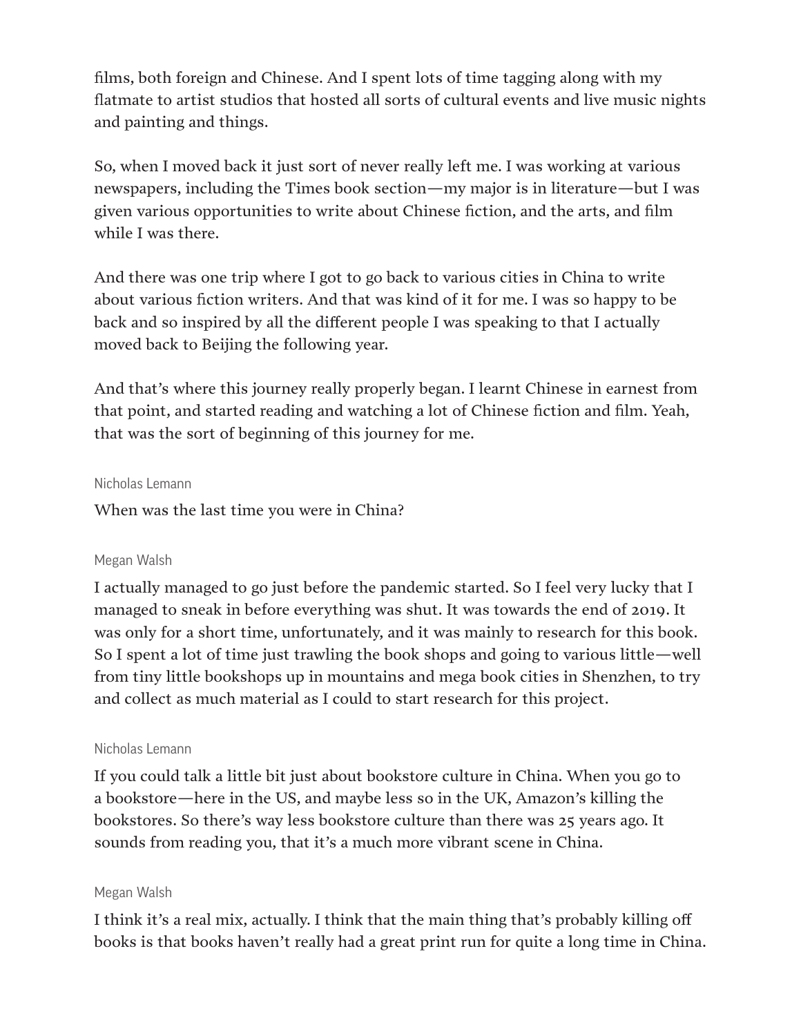films, both foreign and Chinese. And I spent lots of time tagging along with my flatmate to artist studios that hosted all sorts of cultural events and live music nights and painting and things.

So, when I moved back it just sort of never really left me. I was working at various newspapers, including the Times book section—my major is in literature—but I was given various opportunities to write about Chinese fiction, and the arts, and film while I was there.

And there was one trip where I got to go back to various cities in China to write about various fiction writers. And that was kind of it for me. I was so happy to be back and so inspired by all the different people I was speaking to that I actually moved back to Beijing the following year.

And that's where this journey really properly began. I learnt Chinese in earnest from that point, and started reading and watching a lot of Chinese fiction and film. Yeah, that was the sort of beginning of this journey for me.

Nicholas Lemann

When was the last time you were in China?

Megan Walsh

I actually managed to go just before the pandemic started. So I feel very lucky that I managed to sneak in before everything was shut. It was towards the end of 2019. It was only for a short time, unfortunately, and it was mainly to research for this book. So I spent a lot of time just trawling the book shops and going to various little—well from tiny little bookshops up in mountains and mega book cities in Shenzhen, to try and collect as much material as I could to start research for this project.

Nicholas Lemann

If you could talk a little bit just about bookstore culture in China. When you go to a bookstore—here in the US, and maybe less so in the UK, Amazon's killing the bookstores. So there's way less bookstore culture than there was 25 years ago. It sounds from reading you, that it's a much more vibrant scene in China.

Megan Walsh

I think it's a real mix, actually. I think that the main thing that's probably killing off books is that books haven't really had a great print run for quite a long time in China.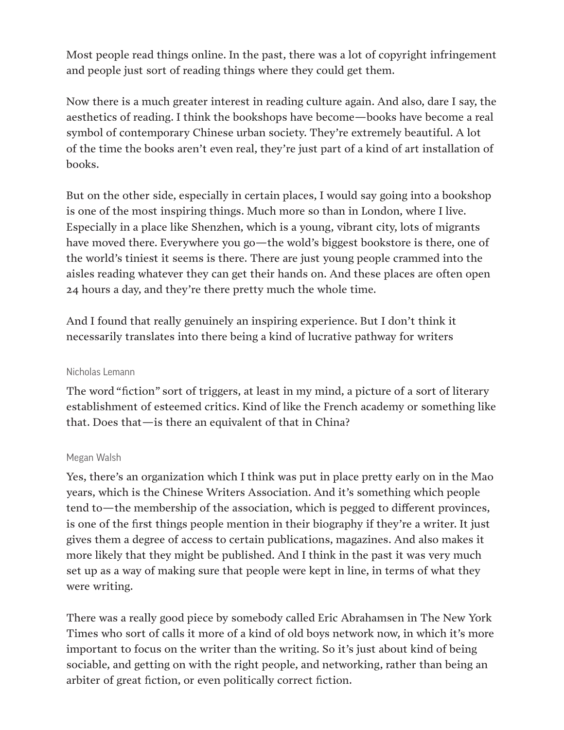Most people read things online. In the past, there was a lot of copyright infringement and people just sort of reading things where they could get them.

Now there is a much greater interest in reading culture again. And also, dare I say, the aesthetics of reading. I think the bookshops have become—books have become a real symbol of contemporary Chinese urban society. They're extremely beautiful. A lot of the time the books aren't even real, they're just part of a kind of art installation of books.

But on the other side, especially in certain places, I would say going into a bookshop is one of the most inspiring things. Much more so than in London, where I live. Especially in a place like Shenzhen, which is a young, vibrant city, lots of migrants have moved there. Everywhere you go—the wold's biggest bookstore is there, one of the world's tiniest it seems is there. There are just young people crammed into the aisles reading whatever they can get their hands on. And these places are often open 24 hours a day, and they're there pretty much the whole time.

And I found that really genuinely an inspiring experience. But I don't think it necessarily translates into there being a kind of lucrative pathway for writers

Nicholas Lemann

The word "fiction" sort of triggers, at least in my mind, a picture of a sort of literary establishment of esteemed critics. Kind of like the French academy or something like that. Does that—is there an equivalent of that in China?

Megan Walsh

Yes, there's an organization which I think was put in place pretty early on in the Mao years, which is the Chinese Writers Association. And it's something which people tend to—the membership of the association, which is pegged to different provinces, is one of the first things people mention in their biography if they're a writer. It just gives them a degree of access to certain publications, magazines. And also makes it more likely that they might be published. And I think in the past it was very much set up as a way of making sure that people were kept in line, in terms of what they were writing.

There was a really good piece by somebody called Eric Abrahamsen in The New York Times who sort of calls it more of a kind of old boys network now, in which it's more important to focus on the writer than the writing. So it's just about kind of being sociable, and getting on with the right people, and networking, rather than being an arbiter of great fiction, or even politically correct fiction.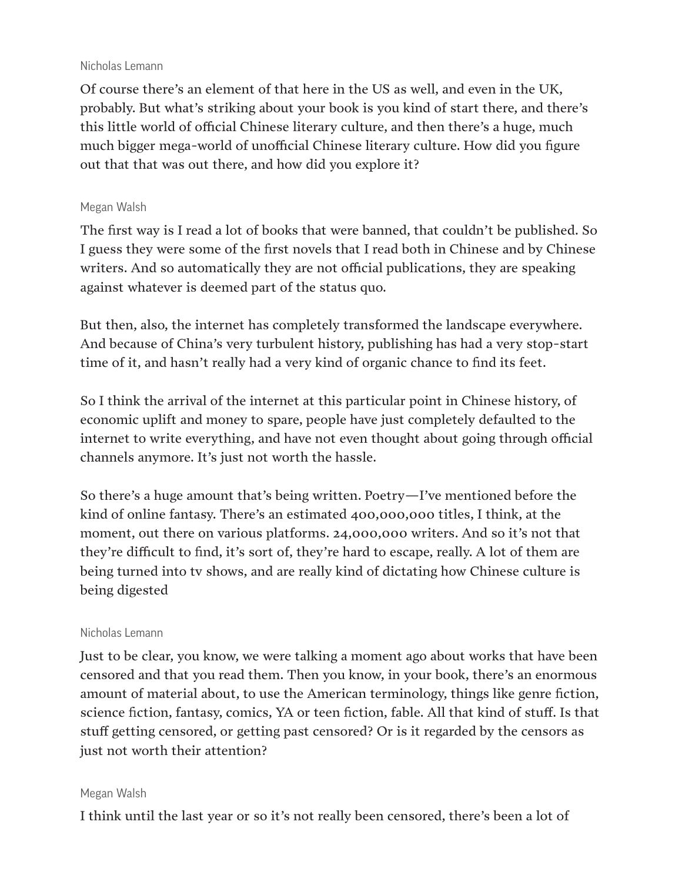Nicholas Lemann

Of course there's an element of that here in the US as well, and even in the UK, probably. But what's striking about your book is you kind of start there, and there's this little world of official Chinese literary culture, and then there's a huge, much much bigger mega-world of unofficial Chinese literary culture. How did you figure out that that was out there, and how did you explore it?

Megan Walsh

The first way is I read a lot of books that were banned, that couldn't be published. So I guess they were some of the first novels that I read both in Chinese and by Chinese writers. And so automatically they are not official publications, they are speaking against whatever is deemed part of the status quo.

But then, also, the internet has completely transformed the landscape everywhere. And because of China's very turbulent history, publishing has had a very stop-start time of it, and hasn't really had a very kind of organic chance to find its feet.

So I think the arrival of the internet at this particular point in Chinese history, of economic uplift and money to spare, people have just completely defaulted to the internet to write everything, and have not even thought about going through official channels anymore. It's just not worth the hassle.

So there's a huge amount that's being written. Poetry—I've mentioned before the kind of online fantasy. There's an estimated 400,000,000 titles, I think, at the moment, out there on various platforms. 24,000,000 writers. And so it's not that they're difficult to find, it's sort of, they're hard to escape, really. A lot of them are being turned into tv shows, and are really kind of dictating how Chinese culture is being digested

Nicholas Lemann

Just to be clear, you know, we were talking a moment ago about works that have been censored and that you read them. Then you know, in your book, there's an enormous amount of material about, to use the American terminology, things like genre fiction, science fiction, fantasy, comics, YA or teen fiction, fable. All that kind of stuff. Is that stuff getting censored, or getting past censored? Or is it regarded by the censors as just not worth their attention?

Megan Walsh

I think until the last year or so it's not really been censored, there's been a lot of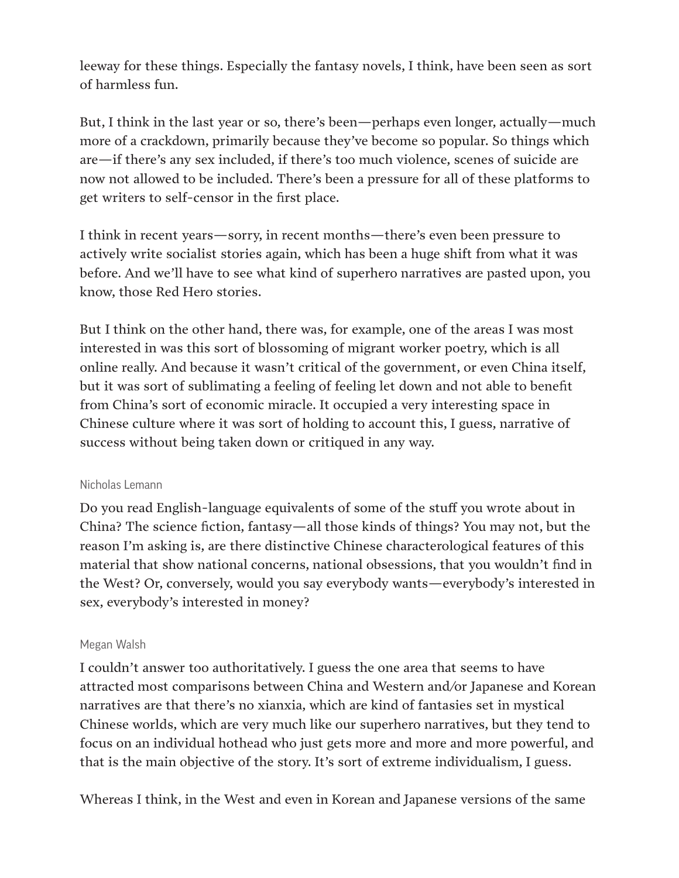leeway for these things. Especially the fantasy novels, I think, have been seen as sort of harmless fun.

But, I think in the last year or so, there's been—perhaps even longer, actually—much more of a crackdown, primarily because they've become so popular. So things which are—if there's any sex included, if there's too much violence, scenes of suicide are now not allowed to be included. There's been a pressure for all of these platforms to get writers to self-censor in the first place.

I think in recent years—sorry, in recent months—there's even been pressure to actively write socialist stories again, which has been a huge shift from what it was before. And we'll have to see what kind of superhero narratives are pasted upon, you know, those Red Hero stories.

But I think on the other hand, there was, for example, one of the areas I was most interested in was this sort of blossoming of migrant worker poetry, which is all online really. And because it wasn't critical of the government, or even China itself, but it was sort of sublimating a feeling of feeling let down and not able to benefit from China's sort of economic miracle. It occupied a very interesting space in Chinese culture where it was sort of holding to account this, I guess, narrative of success without being taken down or critiqued in any way.

Nicholas Lemann

Do you read English-language equivalents of some of the stuff you wrote about in China? The science fiction, fantasy—all those kinds of things? You may not, but the reason I'm asking is, are there distinctive Chinese characterological features of this material that show national concerns, national obsessions, that you wouldn't find in the West? Or, conversely, would you say everybody wants—everybody's interested in sex, everybody's interested in money?

Megan Walsh

I couldn't answer too authoritatively. I guess the one area that seems to have attracted most comparisons between China and Western and/or Japanese and Korean narratives are that there's no xianxia, which are kind of fantasies set in mystical Chinese worlds, which are very much like our superhero narratives, but they tend to focus on an individual hothead who just gets more and more and more powerful, and that is the main objective of the story. It's sort of extreme individualism, I guess.

Whereas I think, in the West and even in Korean and Japanese versions of the same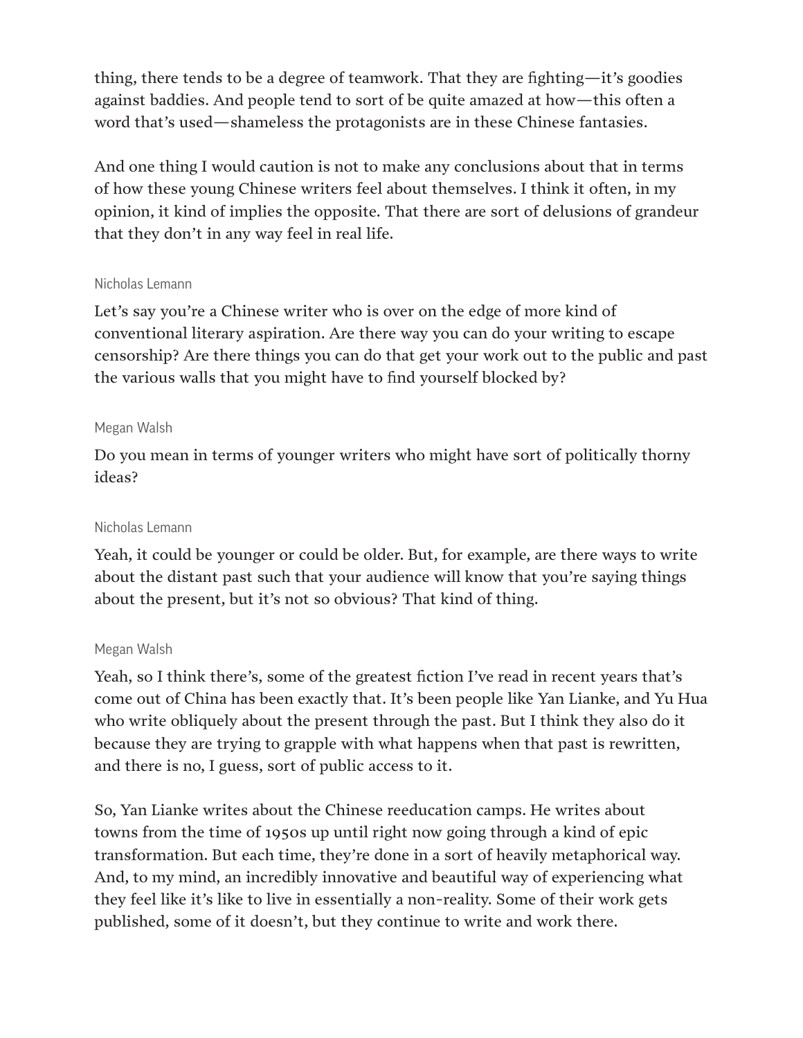thing, there tends to be a degree of teamwork. That they are fighting—it's goodies against baddies. And people tend to sort of be quite amazed at how—this often a word that's used—shameless the protagonists are in these Chinese fantasies.

And one thing I would caution is not to make any conclusions about that in terms of how these young Chinese writers feel about themselves. I think it often, in my opinion, it kind of implies the opposite. That there are sort of delusions of grandeur that they don't in any way feel in real life.

Nicholas Lemann

Let's say you're a Chinese writer who is over on the edge of more kind of conventional literary aspiration. Are there way you can do your writing to escape censorship? Are there things you can do that get your work out to the public and past the various walls that you might have to find yourself blocked by?

Megan Walsh

Do you mean in terms of younger writers who might have sort of politically thorny ideas?

Nicholas Lemann

Yeah, it could be younger or could be older. But, for example, are there ways to write about the distant past such that your audience will know that you're saying things about the present, but it's not so obvious? That kind of thing.

Megan Walsh

Yeah, so I think there's, some of the greatest fiction I've read in recent years that's come out of China has been exactly that. It's been people like Yan Lianke, and Yu Hua who write obliquely about the present through the past. But I think they also do it because they are trying to grapple with what happens when that past is rewritten, and there is no, I guess, sort of public access to it.

So, Yan Lianke writes about the Chinese reeducation camps. He writes about towns from the time of 1950s up until right now going through a kind of epic transformation. But each time, they're done in a sort of heavily metaphorical way. And, to my mind, an incredibly innovative and beautiful way of experiencing what they feel like it's like to live in essentially a non-reality. Some of their work gets published, some of it doesn't, but they continue to write and work there.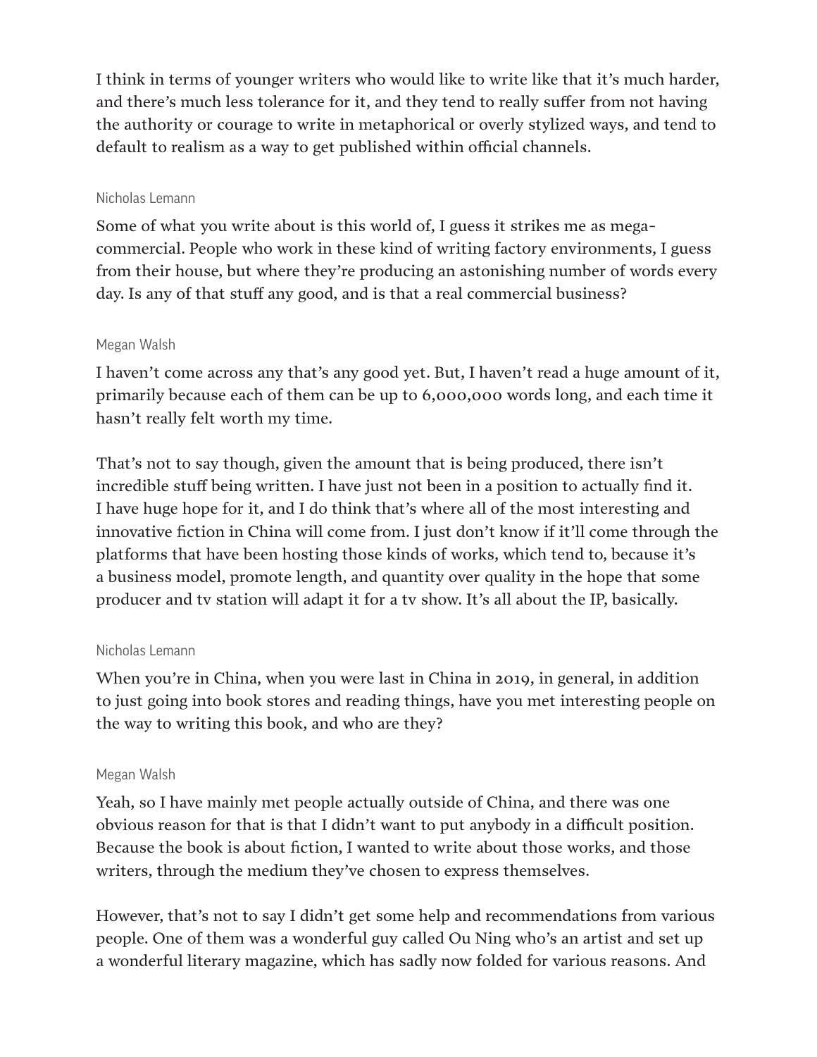I think in terms of younger writers who would like to write like that it's much harder, and there's much less tolerance for it, and they tend to really suffer from not having the authority or courage to write in metaphorical or overly stylized ways, and tend to default to realism as a way to get published within official channels.

Nicholas Lemann

Some of what you write about is this world of, I guess it strikes me as mega-commercial. People who work in these kind of writing factory environments, I guess from their house, but where they're producing an astonishing number of words every day. Is any of that stuff any good, and is that a real commercial business?

Megan Walsh

I haven't come across any that's any good yet. But, I haven't read a huge amount of it, primarily because each of them can be up to 6,000,000 words long, and each time it hasn't really felt worth my time.

That's not to say though, given the amount that is being produced, there isn't incredible stuff being written. I have just not been in a position to actually find it. I have huge hope for it, and I do think that's where all of the most interesting and innovative fiction in China will come from. I just don't know if it'll come through the platforms that have been hosting those kinds of works, which tend to, because it's a business model, promote length, and quantity over quality in the hope that some producer and tv station will adapt it for a tv show. It's all about the IP, basically.

Nicholas Lemann

When you're in China, when you were last in China in 2019, in general, in addition to just going into book stores and reading things, have you met interesting people on the way to writing this book, and who are they?

Megan Walsh

Yeah, so I have mainly met people actually outside of China, and there was one obvious reason for that is that I didn't want to put anybody in a difficult position. Because the book is about fiction, I wanted to write about those works, and those writers, through the medium they've chosen to express themselves.

However, that's not to say I didn't get some help and recommendations from various people. One of them was a wonderful guy called Ou Ning who's an artist and set up a wonderful literary magazine, which has sadly now folded for various reasons. And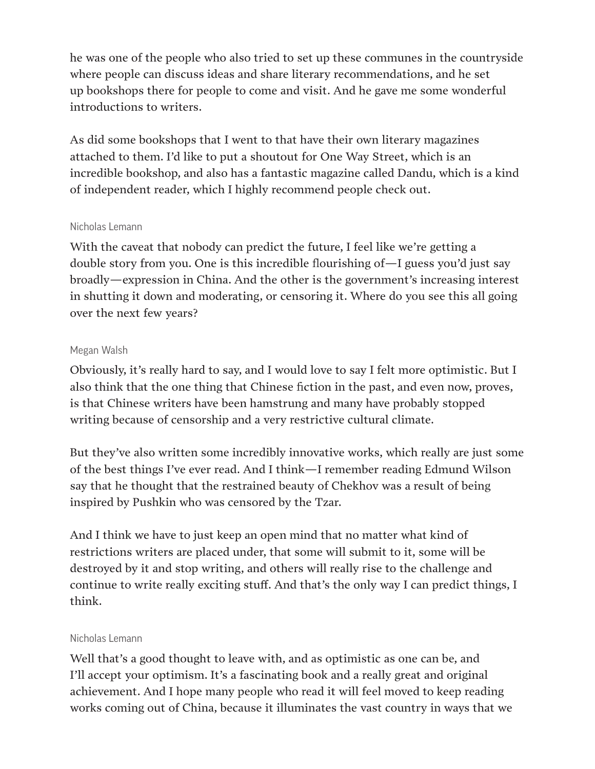he was one of the people who also tried to set up these communes in the countryside where people can discuss ideas and share literary recommendations, and he set up bookshops there for people to come and visit. And he gave me some wonderful introductions to writers.

As did some bookshops that I went to that have their own literary magazines attached to them. I'd like to put a shoutout for One Way Street, which is an incredible bookshop, and also has a fantastic magazine called Dandu, which is a kind of independent reader, which I highly recommend people check out.

Nicholas Lemann

With the caveat that nobody can predict the future, I feel like we're getting a double story from you. One is this incredible flourishing of—I guess you'd just say broadly—expression in China. And the other is the government's increasing interest in shutting it down and moderating, or censoring it. Where do you see this all going over the next few years?

Megan Walsh

Obviously, it's really hard to say, and I would love to say I felt more optimistic. But I also think that the one thing that Chinese fiction in the past, and even now, proves, is that Chinese writers have been hamstrung and many have probably stopped writing because of censorship and a very restrictive cultural climate.

But they've also written some incredibly innovative works, which really are just some of the best things I've ever read. And I think—I remember reading Edmund Wilson say that he thought that the restrained beauty of Chekhov was a result of being inspired by Pushkin who was censored by the Tzar.

And I think we have to just keep an open mind that no matter what kind of restrictions writers are placed under, that some will submit to it, some will be destroyed by it and stop writing, and others will really rise to the challenge and continue to write really exciting stuff. And that's the only way I can predict things, I think.

Nicholas Lemann

Well that's a good thought to leave with, and as optimistic as one can be, and I'll accept your optimism. It's a fascinating book and a really great and original achievement. And I hope many people who read it will feel moved to keep reading works coming out of China, because it illuminates the vast country in ways that we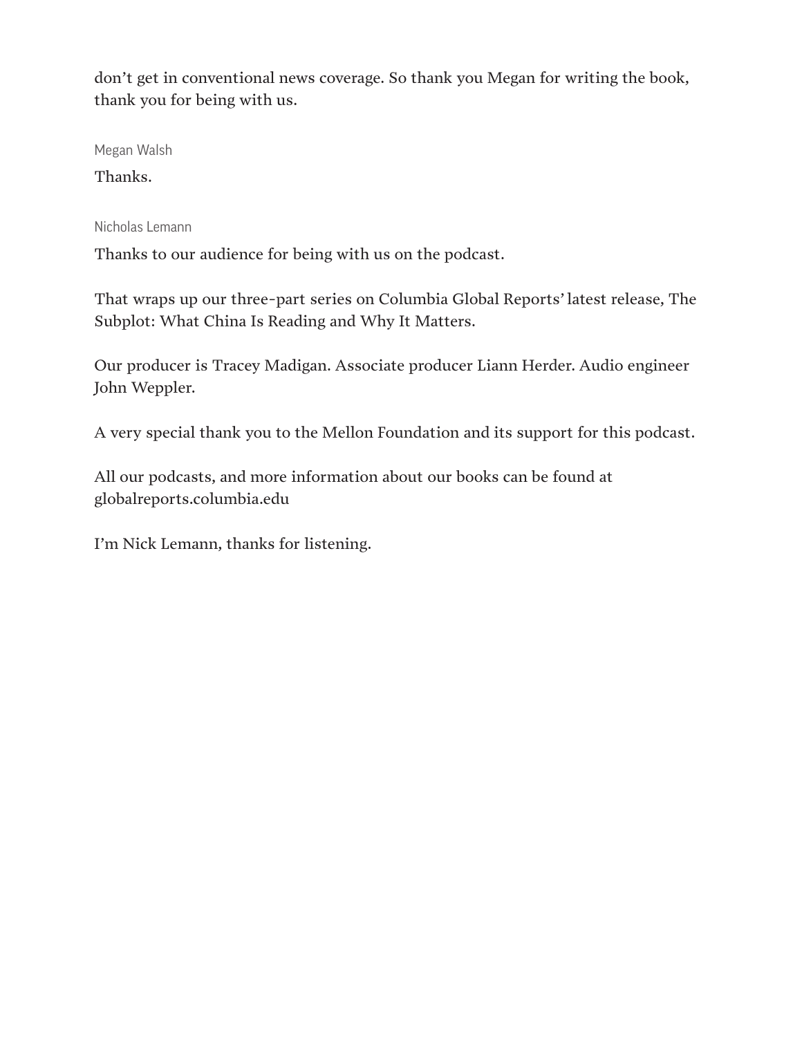don't get in conventional news coverage. So thank you Megan for writing the book, thank you for being with us.

Megan Walsh

Thanks.

Nicholas Lemann

Thanks to our audience for being with us on the podcast.

That wraps up our three-part series on Columbia Global Reports' latest release, The Subplot: What China Is Reading and Why It Matters.

Our producer is Tracey Madigan. Associate producer Liann Herder. Audio engineer John Weppler.

A very special thank you to the Mellon Foundation and its support for this podcast.

All our podcasts, and more information about our books can be found at globalreports.columbia.edu

I'm Nick Lemann, thanks for listening.